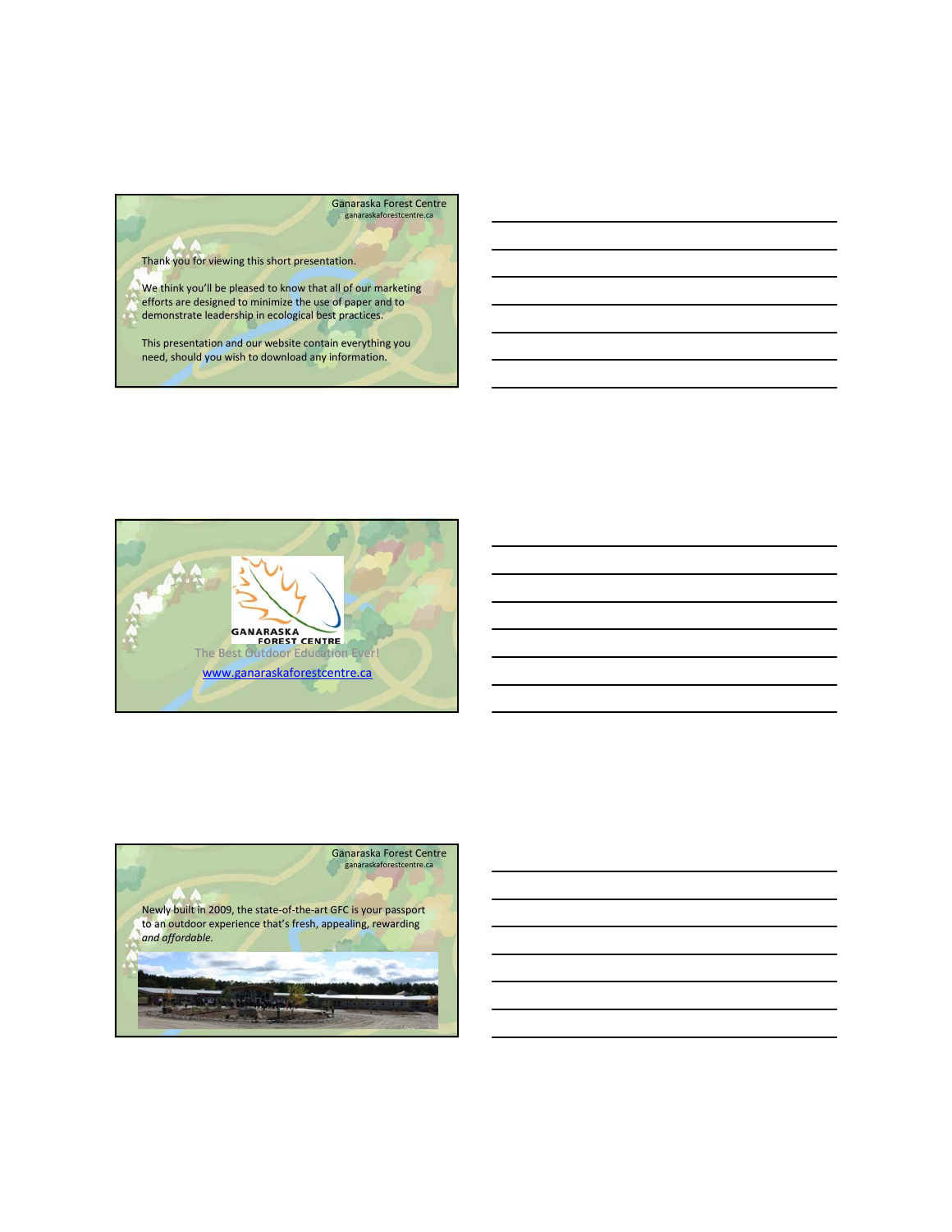Ganaraska Forest Centre
ganaraskaforestcentre.ca

Thank you for viewing this short presentation.

We think you'll be pleased to know that all of our marketing efforts are designed to minimize the use of paper and to demonstrate leadership in ecological best practices.

This presentation and our website contain everything you need, should you wish to download any information.

---

GANARASKA FOREST CENTRE

The Best Outdoor Education Ever!

www.ganaraskaforestcentre.ca

---

Ganaraska Forest Centre
ganaraskaforestcentre.ca

Newly built in 2009, the state-of-the-art GFC is your passport to an outdoor experience that's fresh, appealing, rewarding *and affordable.*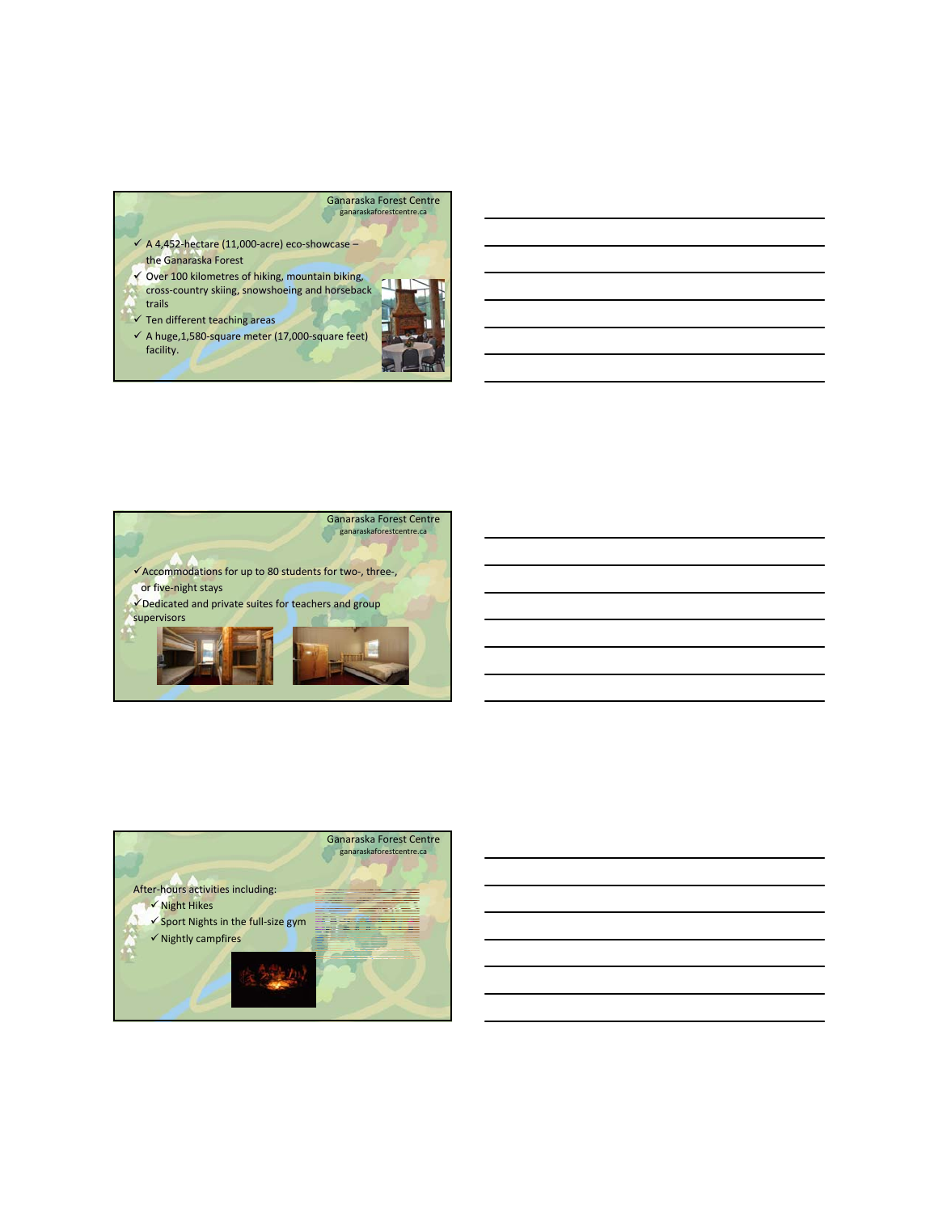Ganaraska Forest Centre
ganaraskaforestcentre.ca

- ✓ A 4,452-hectare (11,000-acre) eco-showcase – the Ganaraska Forest
- ✓ Over 100 kilometres of hiking, mountain biking, cross-country skiing, snowshoeing and horseback trails
- ✓ Ten different teaching areas
- ✓ A huge,1,580-square meter (17,000-square feet) facility.

Ganaraska Forest Centre
ganaraskaforestcentre.ca

- ✓Accommodations for up to 80 students for two-, three-, or five-night stays
- ✓Dedicated and private suites for teachers and group supervisors

Ganaraska Forest Centre
ganaraskaforestcentre.ca

After-hours activities including:

- ✓Night Hikes
- ✓Sport Nights in the full-size gym
- ✓Nightly campfires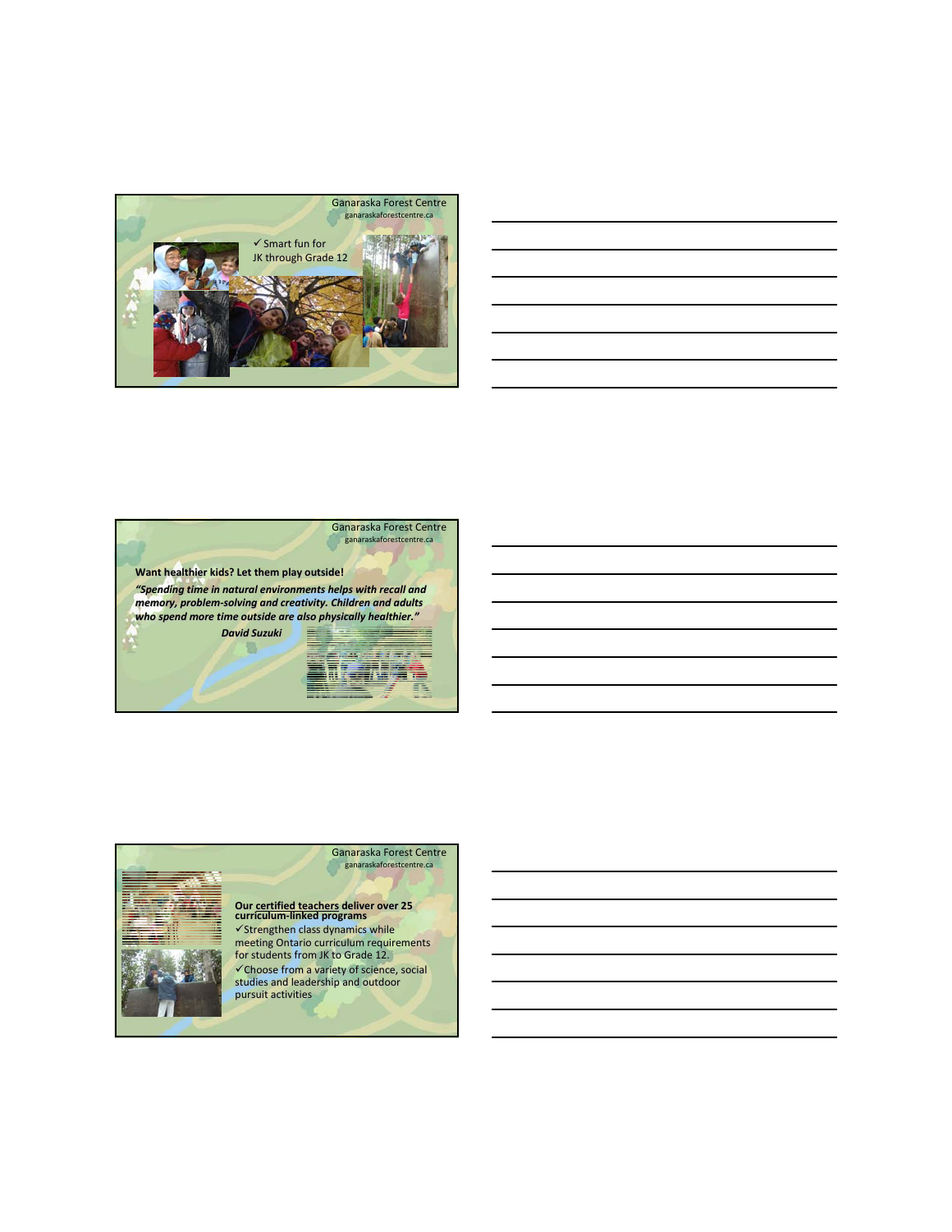Ganaraska Forest Centre
ganaraskaforestcentre.ca

✓ Smart fun for JK through Grade 12

---

Ganaraska Forest Centre
ganaraskaforestcentre.ca

**Want healthier kids? Let them play outside!**

***"Spending time in natural environments helps with recall and memory, problem-solving and creativity. Children and adults who spend more time outside are also physically healthier."***

***David Suzuki***

---

Ganaraska Forest Centre
ganaraskaforestcentre.ca

**Our certified teachers deliver over 25 curriculum-linked programs**

✓Strengthen class dynamics while meeting Ontario curriculum requirements for students from JK to Grade 12.

✓Choose from a variety of science, social studies and leadership and outdoor pursuit activities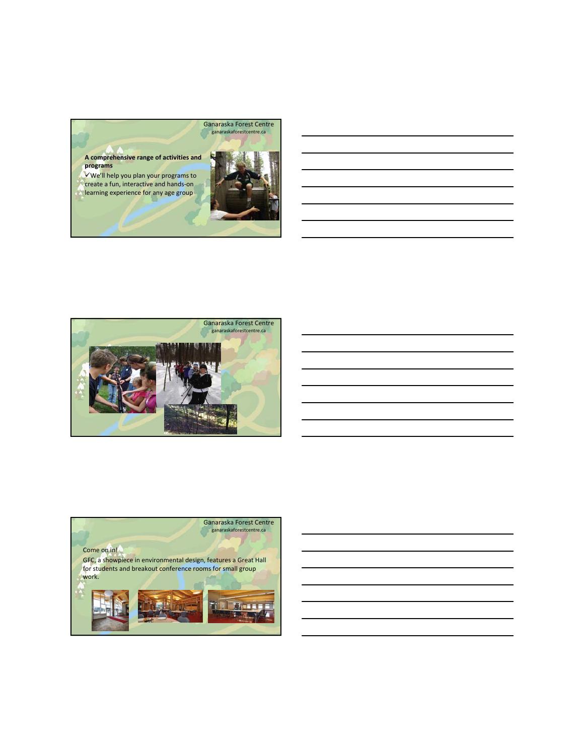Ganaraska Forest Centre
ganaraskaforestcentre.ca

**A comprehensive range of activities and programs**

✓ We'll help you plan your programs to create a fun, interactive and hands-on learning experience for any age group

Ganaraska Forest Centre
ganaraskaforestcentre.ca

Ganaraska Forest Centre
ganaraskaforestcentre.ca

Come on in!

GFC, a showpiece in environmental design, features a Great Hall for students and breakout conference rooms for small group work.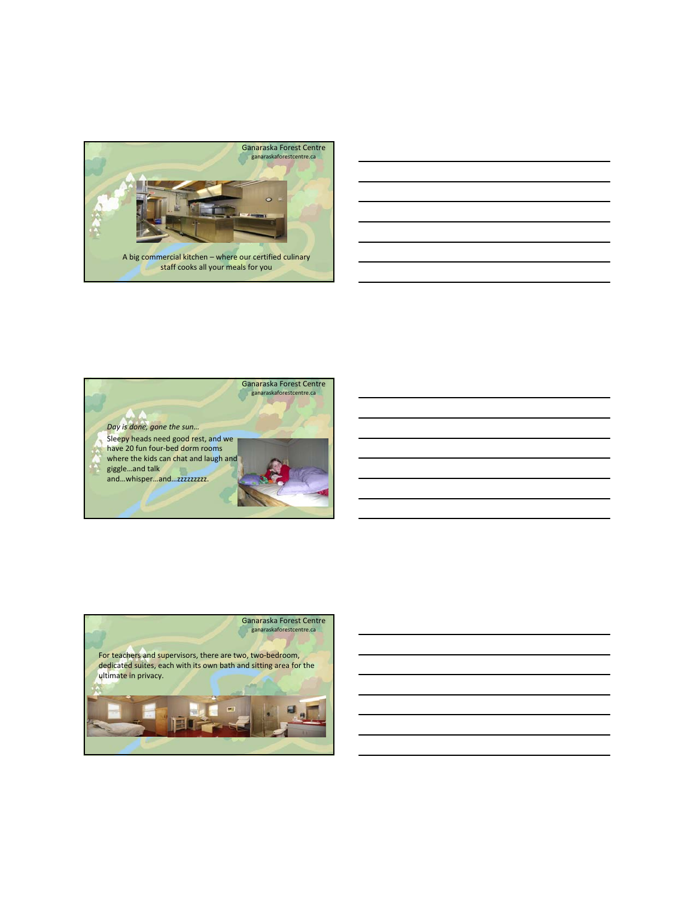Ganaraska Forest Centre
ganaraskaforestcentre.ca

A big commercial kitchen – where our certified culinary staff cooks all your meals for you

Ganaraska Forest Centre
ganaraskaforestcentre.ca

*Day is done, gone the sun…*

Sleepy heads need good rest, and we have 20 fun four-bed dorm rooms where the kids can chat and laugh and giggle…and talk and…whisper…and…zzzzzzzzz.

Ganaraska Forest Centre
ganaraskaforestcentre.ca

For teachers and supervisors, there are two, two-bedroom, dedicated suites, each with its own bath and sitting area for the ultimate in privacy.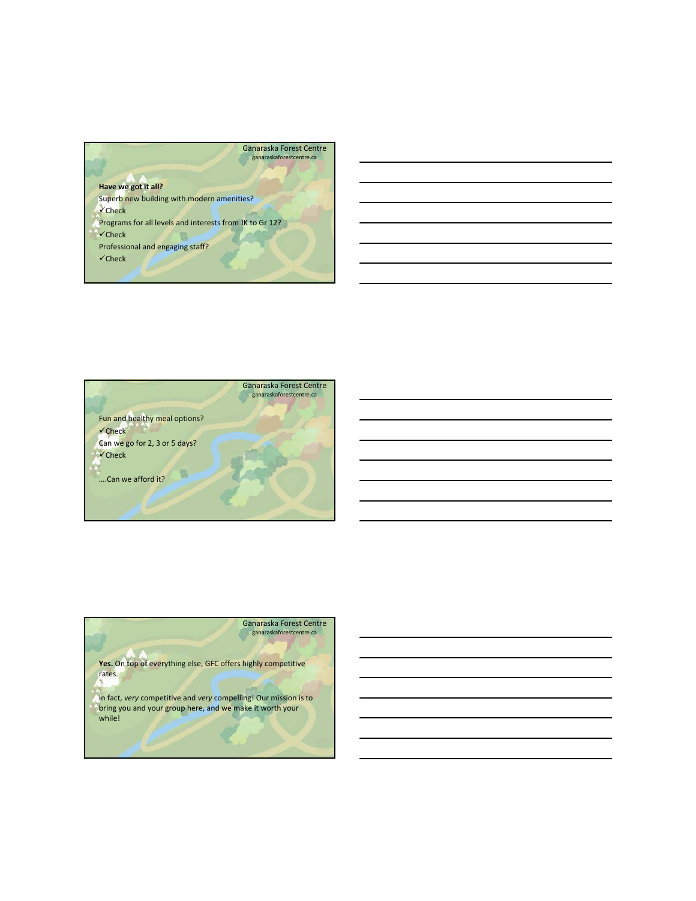Ganaraska Forest Centre
ganaraskaforestcentre.ca

**Have we got it all?**

Superb new building with modern amenities?

✓Check

Programs for all levels and interests from JK to Gr 12?

✓Check

Professional and engaging staff?

✓Check

Ganaraska Forest Centre
ganaraskaforestcentre.ca

Fun and healthy meal options?

✓Check

Can we go for 2, 3 or 5 days?

✓Check

….Can we afford it?

Ganaraska Forest Centre
ganaraskaforestcentre.ca

**Yes.** On top of everything else, GFC offers highly competitive rates.

In fact, *very* competitive and *very* compelling! Our mission is to bring you and your group here, and we make it worth your while!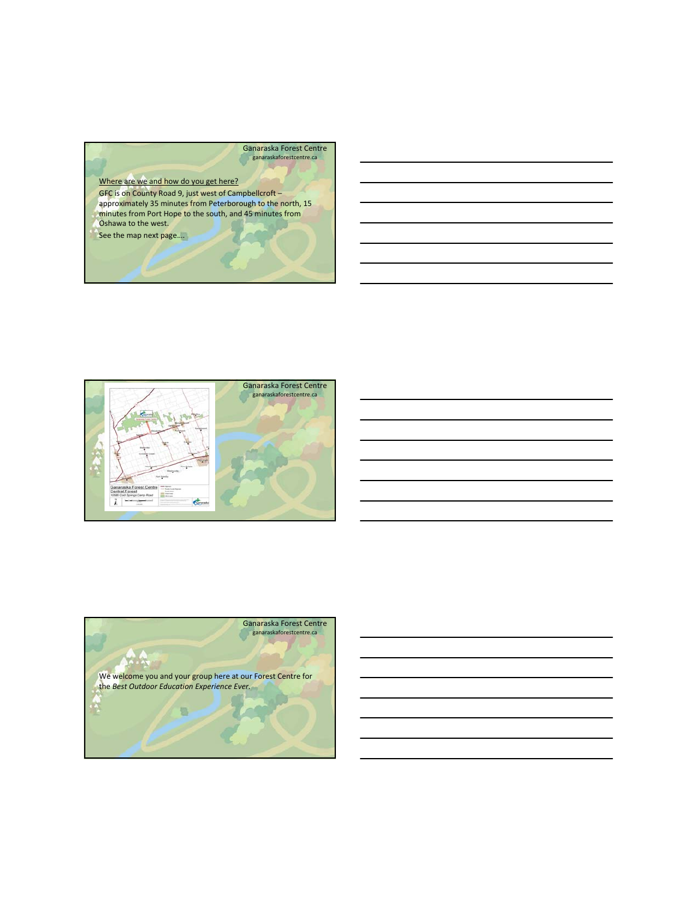Ganaraska Forest Centre
ganaraskaforestcentre.ca

Where are we and how do you get here?

GFC is on County Road 9, just west of Campbellcroft – approximately 35 minutes from Peterborough to the north, 15 minutes from Port Hope to the south, and 45 minutes from Oshawa to the west.

See the map next page....

Ganaraska Forest Centre
ganaraskaforestcentre.ca

Ganaraska Forest Centre
ganaraskaforestcentre.ca

We welcome you and your group here at our Forest Centre for the *Best Outdoor Education Experience Ever.*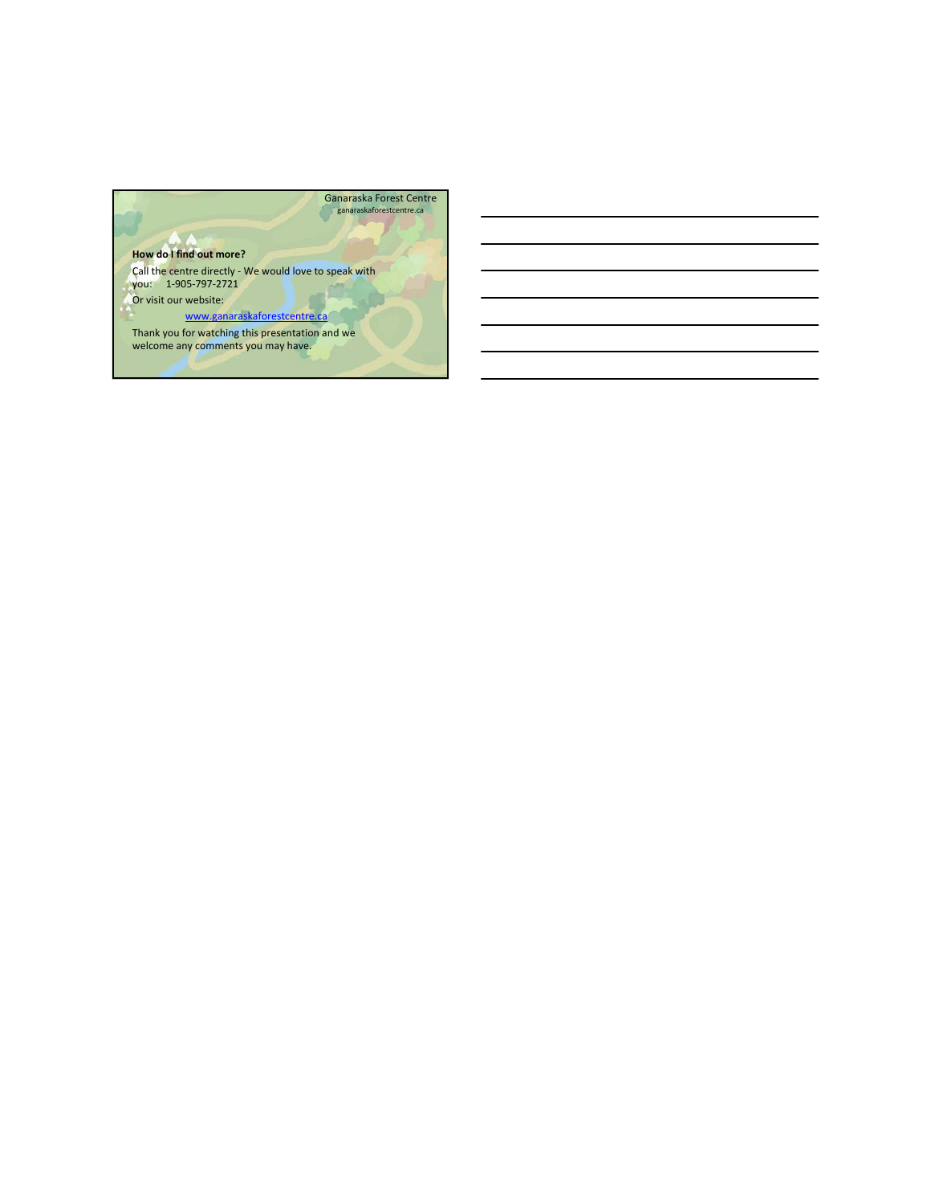Ganaraska Forest Centre
ganaraskaforestcentre.ca

**How do I find out more?**

Call the centre directly - We would love to speak with you: 1-905-797-2721

Or visit our website:

www.ganaraskaforestcentre.ca

Thank you for watching this presentation and we welcome any comments you may have.